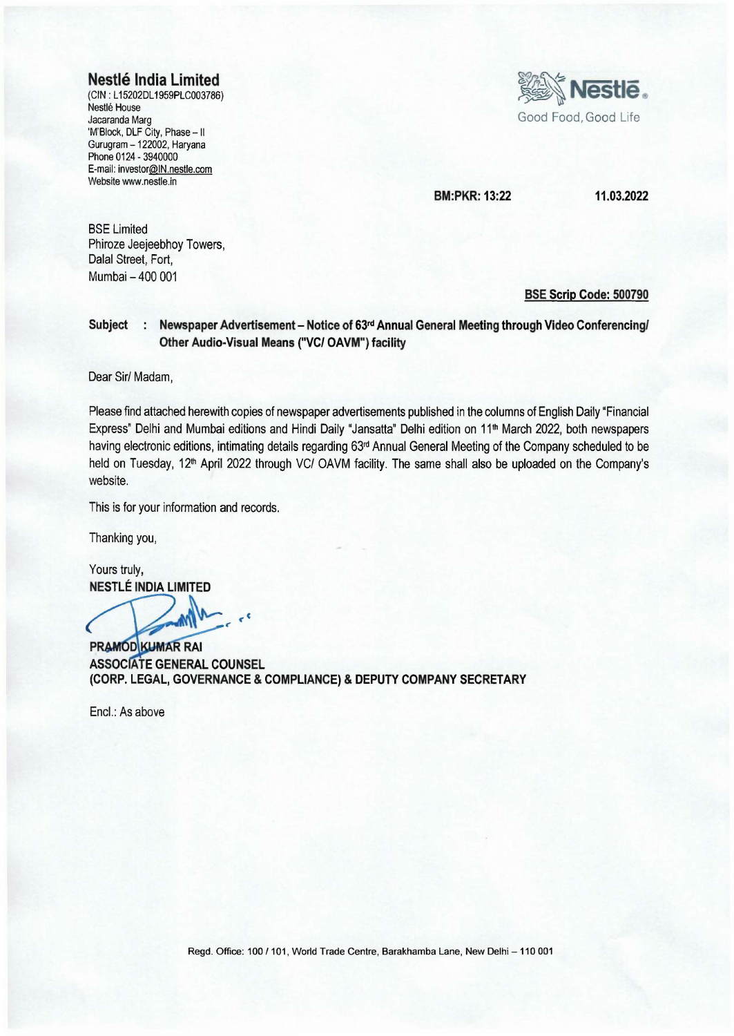**Nestlé India Limited**
(CIN : L15202DL1959PLC003786)
Nestlé House
Jacaranda Marg
'M'Block, DLF City, Phase – II
Gurugram – 122002, Haryana
Phone 0124 - 3940000
E-mail: investor@IN.nestle.com
Website www.nestle.in

Nestlé
Good Food, Good Life

**BM:PKR: 13:22** **11.03.2022**

BSE Limited
Phiroze Jeejeebhoy Towers,
Dalal Street, Fort,
Mumbai – 400 001

**BSE Scrip Code: 500790**

**Subject : Newspaper Advertisement – Notice of 63rd Annual General Meeting through Video Conferencing/ Other Audio-Visual Means ("VC/ OAVM") facility**

Dear Sir/ Madam,

Please find attached herewith copies of newspaper advertisements published in the columns of English Daily "Financial Express" Delhi and Mumbai editions and Hindi Daily "Jansatta" Delhi edition on 11th March 2022, both newspapers having electronic editions, intimating details regarding 63rd Annual General Meeting of the Company scheduled to be held on Tuesday, 12th April 2022 through VC/ OAVM facility. The same shall also be uploaded on the Company's website.

This is for your information and records.

Thanking you,

Yours truly,
**NESTLÉ INDIA LIMITED**

**PRAMOD KUMAR RAI**
**ASSOCIATE GENERAL COUNSEL**
**(CORP. LEGAL, GOVERNANCE & COMPLIANCE) & DEPUTY COMPANY SECRETARY**

Encl.: As above

Regd. Office: 100 / 101, World Trade Centre, Barakhamba Lane, New Delhi – 110 001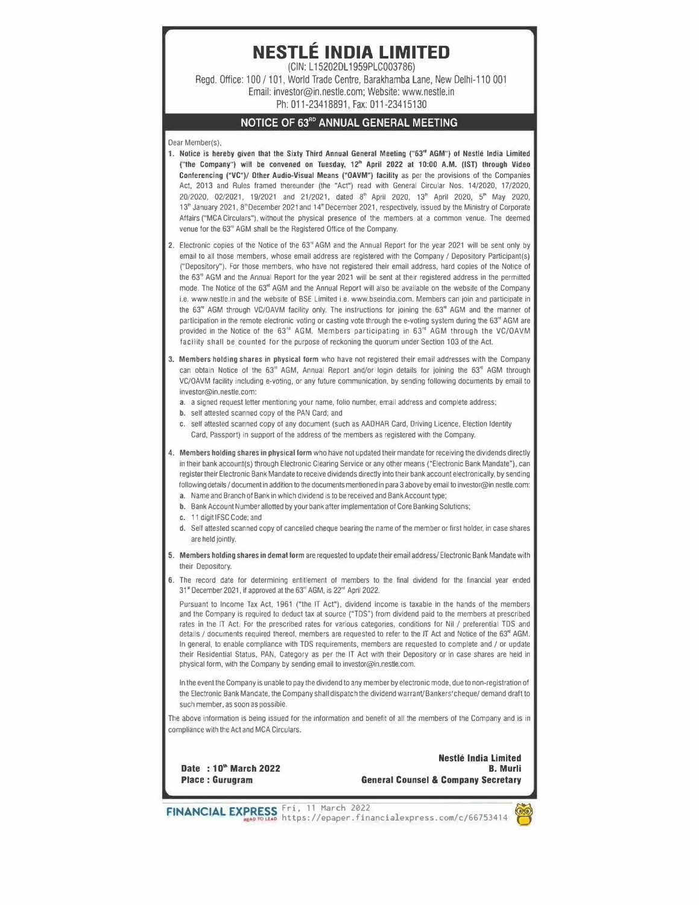# NESTLÉ INDIA LIMITED

(CIN: L15202DL1959PLC003786)

Regd. Office: 100 / 101, World Trade Centre, Barakhamba Lane, New Delhi-110 001

Email: investor@in.nestle.com; Website: www.nestle.in

Ph: 011-23418891, Fax: 011-23415130

## NOTICE OF 63RD ANNUAL GENERAL MEETING

Dear Member(s),

1. **Notice is hereby given that the Sixty Third Annual General Meeting ("63rd AGM") of Nestlé India Limited ("the Company") will be convened on Tuesday, 12th April 2022 at 10:00 A.M. (IST) through Video Conferencing ("VC")/ Other Audio-Visual Means ("OAVM") facility** as per the provisions of the Companies Act, 2013 and Rules framed thereunder (the "Act") read with General Circular Nos. 14/2020, 17/2020, 20/2020, 02/2021, 19/2021 and 21/2021, dated 8th April 2020, 13th April 2020, 5th May 2020, 13th January 2021, 8th December 2021 and 14th December 2021, respectively, issued by the Ministry of Corporate Affairs ("MCA Circulars"), without the physical presence of the members at a common venue. The deemed venue for the 63rd AGM shall be the Registered Office of the Company.

2. Electronic copies of the Notice of the 63rd AGM and the Annual Report for the year 2021 will be sent only by email to all those members, whose email address are registered with the Company / Depository Participant(s) ("Depository"). For those members, who have not registered their email address, hard copies of the Notice of the 63rd AGM and the Annual Report for the year 2021 will be sent at their registered address in the permitted mode. The Notice of the 63rd AGM and the Annual Report will also be available on the website of the Company i.e. www.nestle.in and the website of BSE Limited i.e. www.bseindia.com. Members can join and participate in the 63rd AGM through VC/OAVM facility only. The instructions for joining the 63rd AGM and the manner of participation in the remote electronic voting or casting vote through the e-voting system during the 63rd AGM are provided in the Notice of the 63rd AGM. Members participating in 63rd AGM through the VC/OAVM facility shall be counted for the purpose of reckoning the quorum under Section 103 of the Act.

3. **Members holding shares in physical form** who have not registered their email addresses with the Company can obtain Notice of the 63rd AGM, Annual Report and/or login details for joining the 63rd AGM through VC/OAVM facility including e-voting, or any future communication, by sending following documents by email to investor@in.nestle.com:
   - **a.** a signed request letter mentioning your name, folio number, email address and complete address;
   - **b.** self attested scanned copy of the PAN Card; and
   - **c.** self attested scanned copy of any document (such as AADHAR Card, Driving Licence, Election Identity Card, Passport) in support of the address of the members as registered with the Company.

4. **Members holding shares in physical form** who have not updated their mandate for receiving the dividends directly in their bank account(s) through Electronic Clearing Service or any other means ("Electronic Bank Mandate"), can register their Electronic Bank Mandate to receive dividends directly into their bank account electronically, by sending following details / document in addition to the documents mentioned in para 3 above by email to investor@in.nestle.com:
   - **a.** Name and Branch of Bank in which dividend is to be received and Bank Account type;
   - **b.** Bank Account Number allotted by your bank after implementation of Core Banking Solutions;
   - **c.** 11 digit IFSC Code; and
   - **d.** Self attested scanned copy of cancelled cheque bearing the name of the member or first holder, in case shares are held jointly.

5. **Members holding shares in demat form** are requested to update their email address/ Electronic Bank Mandate with their Depository.

6. The record date for determining entitlement of members to the final dividend for the financial year ended 31st December 2021, if approved at the 63rd AGM, is 22nd April 2022.

   Pursuant to Income Tax Act, 1961 ("the IT Act"), dividend income is taxable in the hands of the members and the Company is required to deduct tax at source ("TDS") from dividend paid to the members at prescribed rates in the IT Act. For the prescribed rates for various categories, conditions for Nil / preferential TDS and details / documents required thereof, members are requested to refer to the IT Act and Notice of the 63rd AGM. In general, to enable compliance with TDS requirements, members are requested to complete and / or update their Residential Status, PAN, Category as per the IT Act with their Depository or in case shares are held in physical form, with the Company by sending email to investor@in.nestle.com.

   In the event the Company is unable to pay the dividend to any member by electronic mode, due to non-registration of the Electronic Bank Mandate, the Company shall dispatch the dividend warrant/Bankers' cheque/ demand draft to such member, as soon as possible.

The above information is being issued for the information and benefit of all the members of the Company and is in compliance with the Act and MCA Circulars.

**Date : 10th March 2022**
**Place : Gurugram**

**Nestlé India Limited**
**B. Murli**
**General Counsel & Company Secretary**

FINANCIAL EXPRESS Fri, 11 March 2022 https://epaper.financialexpress.com/c/66753414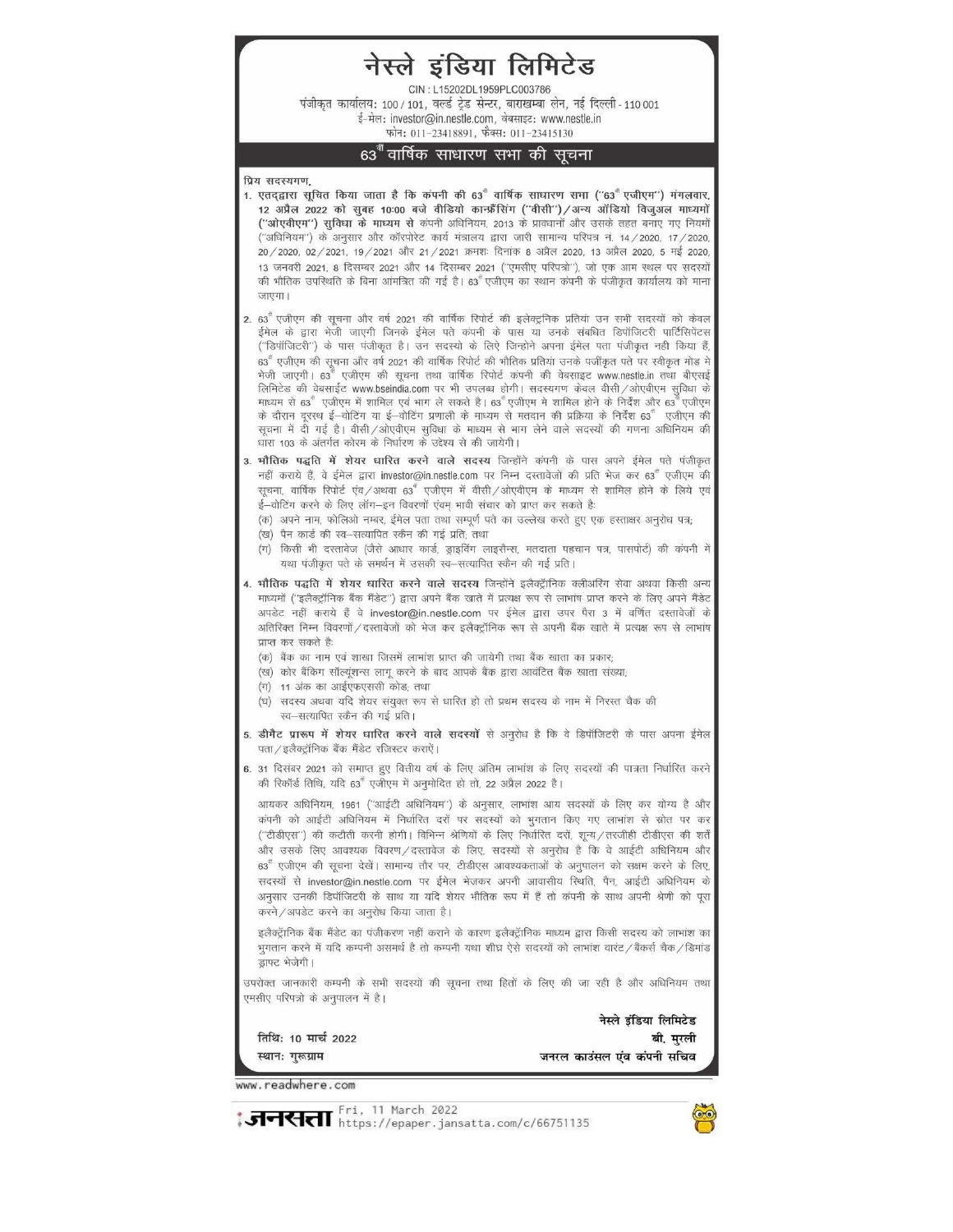# नेस्ले इंडिया लिमिटेड

CIN : L15202DL1959PLC003786

पंजीकृत कार्यालय: 100 / 101, वर्ल्ड ट्रेड सेन्टर, बाराखम्बा लेन, नई दिल्ली - 110 001

ई-मेल: investor@in.nestle.com, वेबसाइट: www.nestle.in

फोन: 011-23418891, फैक्स: 011-23415130

## 63वीं वार्षिक साधारण सभा की सूचना

प्रिय सदस्यगण,

1. **एतद्द्वारा सूचित किया जाता है कि कंपनी की 63वीं वार्षिक साधारण सभा ("63वीं एजीएम") मंगलवार, 12 अप्रैल 2022 को सुबह 10:00 बजे वीडियो कान्फ्रेंसिंग ("वीसी")/अन्य ऑडियो विजुअल माध्यमों ("ओएवीएम") सुविधा के माध्यम से** कंपनी अधिनियम, 2013 के प्रावधानों और उसके तहत बनाए गए नियमों ("अधिनियम") के अनुसार और कॉरपोरेट कार्य मंत्रालय द्वारा जारी सामान्य परिपत्र नं. 14/2020, 17/2020, 20/2020, 02/2021, 19/2021 और 21/2021 क्रमशः दिनांक 8 अप्रैल 2020, 13 अप्रैल 2020, 5 मई 2020, 13 जनवरी 2021, 8 दिसम्बर 2021 और 14 दिसम्बर 2021 ("एमसीए परिपत्रों"), जो एक आम स्थल पर सदस्यों की भौतिक उपस्थिति के बिना आमंत्रित की गई है। 63वीं एजीएम का स्थान कंपनी के पंजीकृत कार्यालय को माना जाएगा।

2. 63वीं एजीएम की सूचना और वर्ष 2021 की वार्षिक रिपोर्ट की इलेक्ट्रानिक प्रतियां उन सभी सदस्यों को केवल ईमेल के द्वारा भेजी जाएगी जिनके ईमेल पते कंपनी के पास या उनके संबंधित डिपॉजिटरी पार्टिसिपेंट्स ("डिपॉजिटरी") के पास पंजीकृत है। उन सदस्यो के लिये जिन्होने अपना ईमेल पता पंजीकृत नही किया हैं, 63वीं एजीएम की सूचना और वर्ष 2021 की वार्षिक रिपोर्ट की भौतिक प्रतियां उनके पंजीकृत पते पर स्वीकृत मोड मे भेजी जाएगी। 63वीं एजीएम की सूचना तथा वार्षिक रिपोर्ट कंपनी की वेबसाइट www.nestle.in तथा बीएसई लिमिटेड की वेबसाईट www.bseindia.com पर भी उपलब्ध होगी। सदस्यगण केवल वीसी/ओएवीएम सुविधा के माध्यम से 63वीं एजीएम में शामिल एवं भाग ले सकते है। 63वीं एजीएम मे शामिल होने के निर्देश और 63वीं एजीएम के दौरान दूरस्थ ई-वोटिंग या ई-वोटिंग प्रणाली के माध्यम से मतदान की प्रक्रिया के निर्देश 63वीं एजीएम की सूचना में दी गई है। वीसी/ओएवीएम सुविधा के माध्यम से भाग लेने वाले सदस्यों की गणना अधिनियम की धारा 103 के अंतर्गत कोरम के निर्धारण के उद्देश्य से की जायेगी।

3. **भौतिक पद्धति में शेयर धारित करने वाले सदस्य** जिन्होंने कंपनी के पास अपने ईमेल पते पंजीकृत नहीं कराये हैं, वे ईमेल द्वारा investor@in.nestle.com पर निम्न दस्तावेजो की प्रति भेज कर 63वीं एजीएम की सूचना, वार्षिक रिपोर्ट एंव/अथवा 63वीं एजीएम में वीसी/ओएवीएम के माध्यम से शामिल होने के लिये एवं ई-वोटिंग करने के लिए लॉग-इन विवरणों एंवम् भावी संचार को प्राप्त कर सकते है:
   (क) अपने नाम, फोलिओ नम्बर, ईमेल पता तथा सम्पूर्ण पते का उल्लेख करते हुए एक हस्ताक्षर अनुरोध पत्र;
   (ख) पैन कार्ड की स्व-सत्यापित स्कैन की गई प्रति; तथा
   (ग) किसी भी दस्तावेज (जैसे आधार कार्ड, ड्राइविंग लाइसैन्स, मतदाता पहचान पत्र, पासपोर्ट) की कंपनी में यथा पंजीकृत पते के समर्थन में उसकी स्व-सत्यापित स्कैन की गई प्रति।

4. **भौतिक पद्धति में शेयर धारित करने वाले सदस्य** जिन्होंने इलेक्ट्रानिक क्लीअरिंग सेवा अथवा किसी अन्य माध्यमों ("इलैक्ट्रॉनिक बैंक मैंडेट") द्वारा अपने बैंक खाते में प्रत्यक्ष रूप से लाभांश प्राप्त करने के लिए अपने मैंडेट अपडेट नहीं कराये हैं वे investor@in.nestle.com पर ईमेल द्वारा उपर पैरा 3 में वर्णित दस्तावेजों के अतिरिक्त निम्न विवरणों/दस्तावेजों को भेज कर इलैक्ट्रॉनिक रूप से अपनी बैंक खाते में प्रत्यक्ष रूप से लाभांश प्राप्त कर सकते है:
   (क) बैंक का नाम एवं शाखा जिसमें लाभांश प्राप्त की जायेगी तथा बैंक खाता का प्रकार;
   (ख) कोर बैंकिंग सॉल्यूशन्स लागू करने के बाद आपके बैंक द्वारा आवंटित बैंक खाता संख्या;
   (ग) 11 अंक का आईएफएससी कोड; तथा
   (घ) सदस्य अथवा यदि शेयर संयुक्त रूप से धारित हो तो प्रथम सदस्य के नाम में निरस्त चैक की स्व-सत्यापित स्कैन की गई प्रति।

5. **डीमैट प्रारूप में शेयर धारित करने वाले सदस्यों** से अनुरोध है कि वे डिपॉजिटरी के पास अपना ईमेल पता/इलैक्ट्रॉनिक बैंक मैंडेट रजिस्टर कराऐं।

6. 31 दिसंबर 2021 को समाप्त हुए वित्तीय वर्ष के लिए अंतिम लाभांश के लिए सदस्यों की पात्रता निर्धारित करने की रिकॉर्ड तिथि, यदि 63वीं एजीएम में अनुमोदित हो तो, 22 अप्रैल 2022 है।

   आयकर अधिनियम, 1961 ("आईटी अधिनियम") के अनुसार, लाभांश आय सदस्यों के लिए कर योग्य है और कंपनी को आईटी अधिनियम में निर्धारित दरों पर सदस्यों को भुगतान किए गए लाभांश से स्रोत पर कर ("टीडीएस") की कटौती करनी होगी। विभिन्न श्रेणियों के लिए निर्धारित दरों, शून्य/तरजीही टीडीएस की शर्तें और उसके लिए आवश्यक विवरण/दस्तावेज के लिए, सदस्यों से अनुरोध है कि वे आईटी अधिनियम और 63वीं एजीएम की सूचना देखें। सामान्य तौर पर, टीडीएस आवश्यकताओं के अनुपालन को सक्षम करने के लिए, सदस्यों से investor@in.nestle.com पर ईमेल भेजकर अपनी आवासीय स्थिति, पैन, आईटी अधिनियम के अनुसार उनकी डिपॉजिटरी के साथ या यदि शेयर भौतिक रूप में हैं तो कंपनी के साथ अपनी श्रेणी को पूरा करने/अपडेट करने का अनुरोध किया जाता है।

   इलैक्ट्रॉनिक बैंक मैंडेट का पंजीकरण नहीं कराने के कारण इलैक्ट्रॉनिक माध्यम द्वारा किसी सदस्य को लाभांश का भुगतान करने में यदि कम्पनी असमर्थ है तो कम्पनी यथा शीघ्र ऐसे सदस्यों को लाभांश वारंट/बैंकर्स चैक/डिमांड ड्राफ्ट भेजेगी।

उपरोक्त जानकारी कम्पनी के सभी सदस्यों की सूचना तथा हितों के लिए की जा रही है और अधिनियम तथा एमसीए परिपत्रो के अनुपालन में है।

**नेस्ले इंडिया लिमिटेड**

**बी. मुरली**

**जनरल काउंसल एंव कंपनी सचिव**

**तिथि: 10 मार्च 2022**

**स्थान: गुरूग्राम**